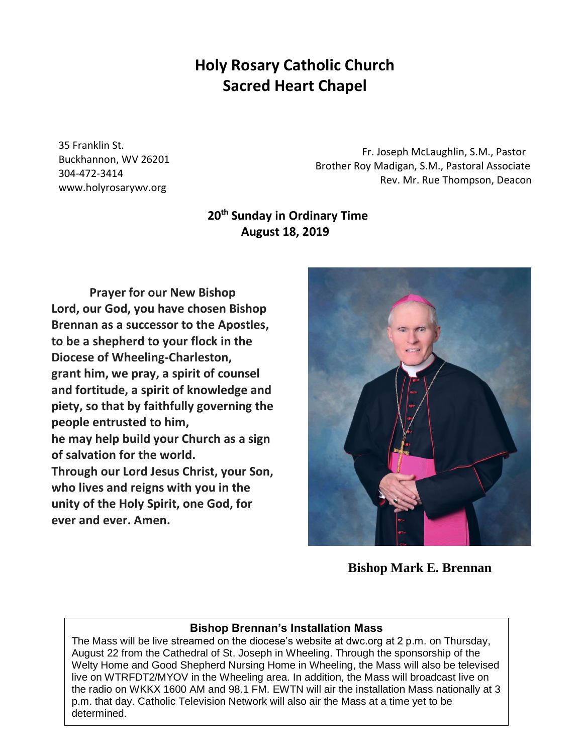# Holy Rosary Catholic Church
# Sacred Heart Chapel

35 Franklin St.
Buckhannon, WV 26201
304-472-3414
www.holyrosarywv.org

Fr. Joseph McLaughlin, S.M., Pastor
Brother Roy Madigan, S.M., Pastoral Associate
Rev. Mr. Rue Thompson, Deacon

**20th Sunday in Ordinary Time**
**August 18, 2019**

**Prayer for our New Bishop**

**Lord, our God, you have chosen Bishop Brennan as a successor to the Apostles, to be a shepherd to your flock in the Diocese of Wheeling-Charleston, grant him, we pray, a spirit of counsel and fortitude, a spirit of knowledge and piety, so that by faithfully governing the people entrusted to him, he may help build your Church as a sign of salvation for the world. Through our Lord Jesus Christ, your Son, who lives and reigns with you in the unity of the Holy Spirit, one God, for ever and ever. Amen.**

**Bishop Mark E. Brennan**

### Bishop Brennan's Installation Mass

The Mass will be live streamed on the diocese's website at dwc.org at 2 p.m. on Thursday, August 22 from the Cathedral of St. Joseph in Wheeling. Through the sponsorship of the Welty Home and Good Shepherd Nursing Home in Wheeling, the Mass will also be televised live on WTRFDT2/MYOV in the Wheeling area. In addition, the Mass will broadcast live on the radio on WKKX 1600 AM and 98.1 FM. EWTN will air the installation Mass nationally at 3 p.m. that day. Catholic Television Network will also air the Mass at a time yet to be determined.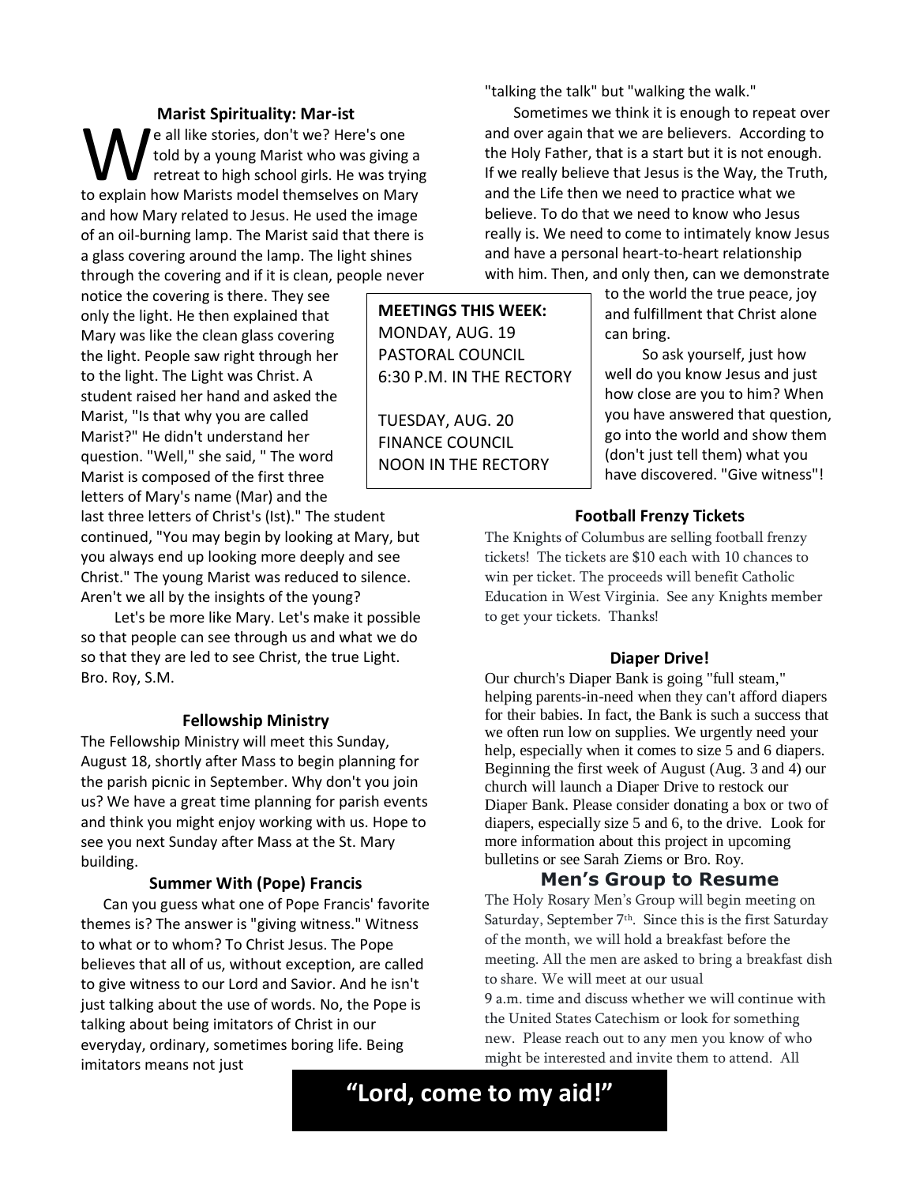### Marist Spirituality: Mar-ist

We all like stories, don't we? Here's one told by a young Marist who was giving a retreat to high school girls. He was trying to explain how Marists model themselves on Mary and how Mary related to Jesus. He used the image of an oil-burning lamp. The Marist said that there is a glass covering around the lamp. The light shines through the covering and if it is clean, people never notice the covering is there. They see only the light. He then explained that Mary was like the clean glass covering the light. People saw right through her to the light. The Light was Christ. A student raised her hand and asked the Marist, "Is that why you are called Marist?" He didn't understand her question. "Well," she said, " The word Marist is composed of the first three letters of Mary's name (Mar) and the last three letters of Christ's (Ist)." The student continued, "You may begin by looking at Mary, but you always end up looking more deeply and see Christ." The young Marist was reduced to silence. Aren't we all by the insights of the young?

Let's be more like Mary. Let's make it possible so that people can see through us and what we do so that they are led to see Christ, the true Light.
Bro. Roy, S.M.

### Fellowship Ministry

The Fellowship Ministry will meet this Sunday, August 18, shortly after Mass to begin planning for the parish picnic in September. Why don't you join us? We have a great time planning for parish events and think you might enjoy working with us. Hope to see you next Sunday after Mass at the St. Mary building.

### Summer With (Pope) Francis

Can you guess what one of Pope Francis' favorite themes is? The answer is "giving witness." Witness to what or to whom? To Christ Jesus. The Pope believes that all of us, without exception, are called to give witness to our Lord and Savior. And he isn't just talking about the use of words. No, the Pope is talking about being imitators of Christ in our everyday, ordinary, sometimes boring life. Being imitators means not just "talking the talk" but "walking the walk."

Sometimes we think it is enough to repeat over and over again that we are believers. According to the Holy Father, that is a start but it is not enough. If we really believe that Jesus is the Way, the Truth, and the Life then we need to practice what we believe. To do that we need to know who Jesus really is. We need to come to intimately know Jesus and have a personal heart-to-heart relationship with him. Then, and only then, can we demonstrate to the world the true peace, joy and fulfillment that Christ alone can bring.

So ask yourself, just how well do you know Jesus and just how close are you to him? When you have answered that question, go into the world and show them (don't just tell them) what you have discovered. "Give witness"!

**MEETINGS THIS WEEK:**
MONDAY, AUG. 19
PASTORAL COUNCIL
6:30 P.M. IN THE RECTORY

TUESDAY, AUG. 20
FINANCE COUNCIL
NOON IN THE RECTORY

### Football Frenzy Tickets

The Knights of Columbus are selling football frenzy tickets! The tickets are $10 each with 10 chances to win per ticket. The proceeds will benefit Catholic Education in West Virginia. See any Knights member to get your tickets. Thanks!

### Diaper Drive!

Our church's Diaper Bank is going "full steam," helping parents-in-need when they can't afford diapers for their babies. In fact, the Bank is such a success that we often run low on supplies. We urgently need your help, especially when it comes to size 5 and 6 diapers. Beginning the first week of August (Aug. 3 and 4) our church will launch a Diaper Drive to restock our Diaper Bank. Please consider donating a box or two of diapers, especially size 5 and 6, to the drive. Look for more information about this project in upcoming bulletins or see Sarah Ziems or Bro. Roy.

### Men's Group to Resume

The Holy Rosary Men's Group will begin meeting on Saturday, September 7th. Since this is the first Saturday of the month, we will hold a breakfast before the meeting. All the men are asked to bring a breakfast dish to share. We will meet at our usual
9 a.m. time and discuss whether we will continue with the United States Catechism or look for something new. Please reach out to any men you know of who might be interested and invite them to attend. All

**"Lord, come to my aid!"**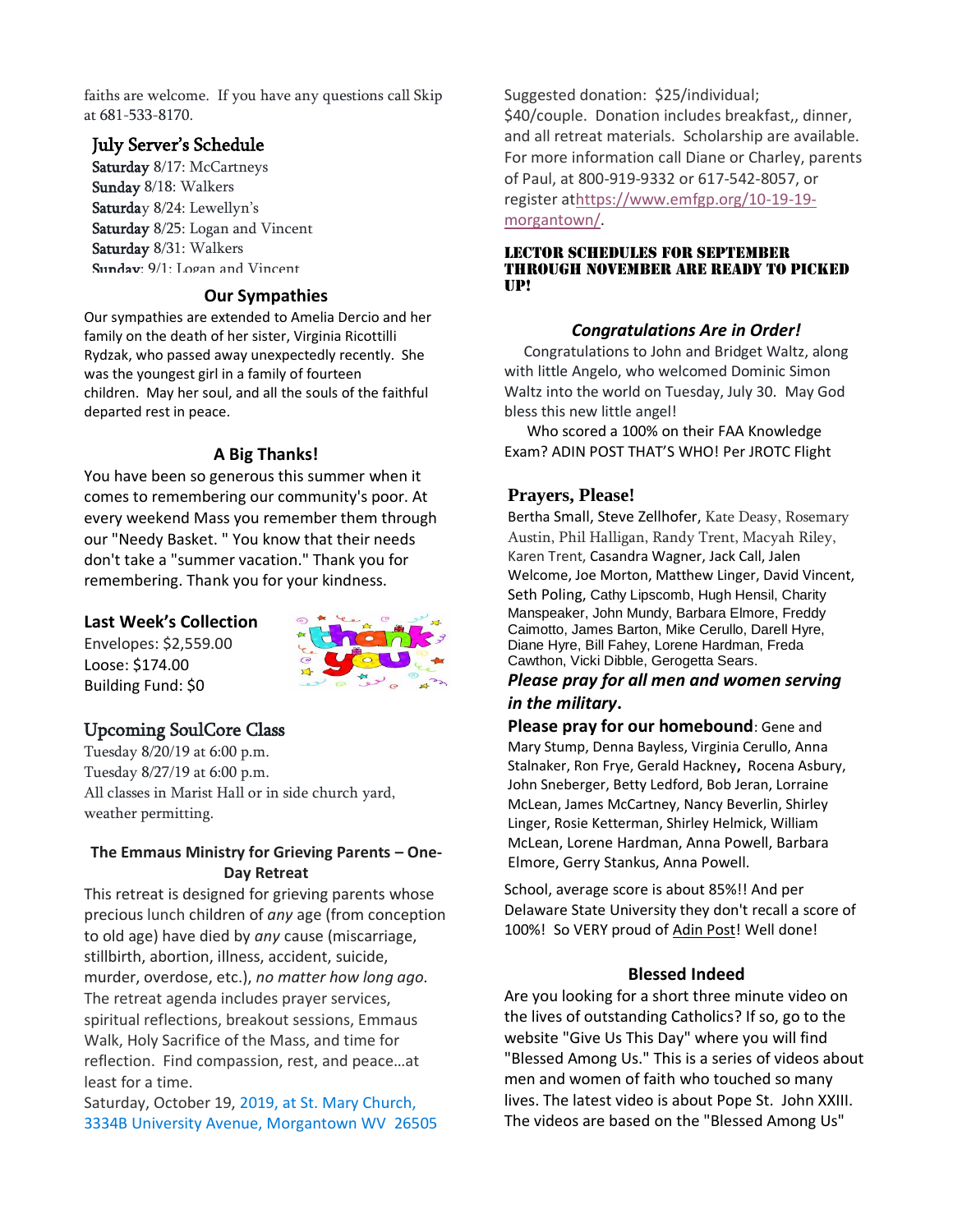faiths are welcome. If you have any questions call Skip at 681-533-8170.

## July Server's Schedule

**Saturday** 8/17: McCartneys
**Sunday** 8/18: Walkers
**Saturda**y 8/24: Lewellyn's
**Saturday** 8/25: Logan and Vincent
**Saturday** 8/31: Walkers
**Sunday**: 9/1: Logan and Vincent

## Our Sympathies

Our sympathies are extended to Amelia Dercio and her family on the death of her sister, Virginia Ricottilli Rydzak, who passed away unexpectedly recently. She was the youngest girl in a family of fourteen children. May her soul, and all the souls of the faithful departed rest in peace.

## A Big Thanks!

You have been so generous this summer when it comes to remembering our community's poor. At every weekend Mass you remember them through our "Needy Basket. " You know that their needs don't take a "summer vacation." Thank you for remembering. Thank you for your kindness.

**Last Week's Collection**
Envelopes: $2,559.00
Loose: $174.00
Building Fund: $0

## Upcoming SoulCore Class

Tuesday 8/20/19 at 6:00 p.m.
Tuesday 8/27/19 at 6:00 p.m.
All classes in Marist Hall or in side church yard, weather permitting.

### The Emmaus Ministry for Grieving Parents – One-Day Retreat

This retreat is designed for grieving parents whose precious lunch children of *any* age (from conception to old age) have died by *any* cause (miscarriage, stillbirth, abortion, illness, accident, suicide, murder, overdose, etc.), *no matter how long ago*. The retreat agenda includes prayer services, spiritual reflections, breakout sessions, Emmaus Walk, Holy Sacrifice of the Mass, and time for reflection. Find compassion, rest, and peace…at least for a time.
Saturday, October 19, 2019, at St. Mary Church, 3334B University Avenue, Morgantown WV 26505

Suggested donation: $25/individual; $40/couple. Donation includes breakfast,, dinner, and all retreat materials. Scholarship are available. For more information call Diane or Charley, parents of Paul, at 800-919-9332 or 617-542-8057, or register at[https://www.emfgp.org/10-19-19-morgantown/](https://www.emfgp.org/10-19-19-morgantown/).

**LECTOR SCHEDULES FOR SEPTEMBER THROUGH NOVEMBER ARE READY TO PICKED UP!**

## *Congratulations Are in Order!*

Congratulations to John and Bridget Waltz, along with little Angelo, who welcomed Dominic Simon Waltz into the world on Tuesday, July 30. May God bless this new little angel!

Who scored a 100% on their FAA Knowledge Exam? ADIN POST THAT'S WHO! Per JROTC Flight School, average score is about 85%!! And per Delaware State University they don't recall a score of 100%! So VERY proud of Adin Post! Well done!

## Prayers, Please!

Bertha Small, Steve Zellhofer, Kate Deasy, Rosemary Austin, Phil Halligan, Randy Trent, Macyah Riley, Karen Trent, Casandra Wagner, Jack Call, Jalen Welcome, Joe Morton, Matthew Linger, David Vincent, Seth Poling, Cathy Lipscomb, Hugh Hensil, Charity Manspeaker, John Mundy, Barbara Elmore, Freddy Caimotto, James Barton, Mike Cerullo, Darell Hyre, Diane Hyre, Bill Fahey, Lorene Hardman, Freda Cawthon, Vicki Dibble, Gerogetta Sears.

***Please pray for all men and women serving in the military.***

**Please pray for our homebound**: Gene and Mary Stump, Denna Bayless, Virginia Cerullo, Anna Stalnaker, Ron Frye, Gerald Hackney, Rocena Asbury, John Sneberger, Betty Ledford, Bob Jeran, Lorraine McLean, James McCartney, Nancy Beverlin, Shirley Linger, Rosie Ketterman, Shirley Helmick, William McLean, Lorene Hardman, Anna Powell, Barbara Elmore, Gerry Stankus, Anna Powell.

## Blessed Indeed

Are you looking for a short three minute video on the lives of outstanding Catholics? If so, go to the website "Give Us This Day" where you will find "Blessed Among Us." This is a series of videos about men and women of faith who touched so many lives. The latest video is about Pope St. John XXIII. The videos are based on the "Blessed Among Us"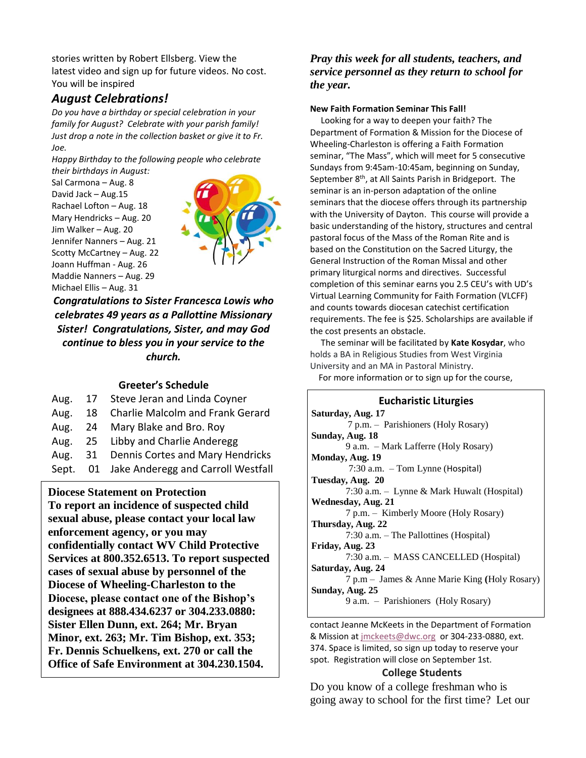stories written by Robert Ellsberg. View the latest video and sign up for future videos. No cost. You will be inspired

## *August Celebrations!*

*Do you have a birthday or special celebration in your family for August? Celebrate with your parish family! Just drop a note in the collection basket or give it to Fr. Joe.*

*Happy Birthday to the following people who celebrate their birthdays in August:*

Sal Carmona – Aug. 8
David Jack – Aug.15
Rachael Lofton – Aug. 18
Mary Hendricks – Aug. 20
Jim Walker – Aug. 20
Jennifer Nanners – Aug. 21
Scotty McCartney – Aug. 22
Joann Huffman - Aug. 26
Maddie Nanners – Aug. 29
Michael Ellis – Aug. 31

***Congratulations to Sister Francesca Lowis who celebrates 49 years as a Pallottine Missionary Sister! Congratulations, Sister, and may God continue to bless you in your service to the church.***

### Greeter's Schedule

| | | |
|---|---|---|
| Aug. | 17 | Steve Jeran and Linda Coyner |
| Aug. | 18 | Charlie Malcolm and Frank Gerard |
| Aug. | 24 | Mary Blake and Bro. Roy |
| Aug. | 25 | Libby and Charlie Anderegg |
| Aug. | 31 | Dennis Cortes and Mary Hendricks |
| Sept. | 01 | Jake Anderegg and Carroll Westfall |

**Diocese Statement on Protection**
**To report an incidence of suspected child sexual abuse, please contact your local law enforcement agency, or you may confidentially contact WV Child Protective Services at 800.352.6513. To report suspected cases of sexual abuse by personnel of the Diocese of Wheeling-Charleston to the Diocese, please contact one of the Bishop's designees at 888.434.6237 or 304.233.0880: Sister Ellen Dunn, ext. 264; Mr. Bryan Minor, ext. 263; Mr. Tim Bishop, ext. 353; Fr. Dennis Schuelkens, ext. 270 or call the Office of Safe Environment at 304.230.1504.**

***Pray this week for all students, teachers, and service personnel as they return to school for the year.***

**New Faith Formation Seminar This Fall!**

Looking for a way to deepen your faith? The Department of Formation & Mission for the Diocese of Wheeling-Charleston is offering a Faith Formation seminar, "The Mass", which will meet for 5 consecutive Sundays from 9:45am-10:45am, beginning on Sunday, September 8th, at All Saints Parish in Bridgeport. The seminar is an in-person adaptation of the online seminars that the diocese offers through its partnership with the University of Dayton. This course will provide a basic understanding of the history, structures and central pastoral focus of the Mass of the Roman Rite and is based on the Constitution on the Sacred Liturgy, the General Instruction of the Roman Missal and other primary liturgical norms and directives. Successful completion of this seminar earns you 2.5 CEU's with UD's Virtual Learning Community for Faith Formation (VLCFF) and counts towards diocesan catechist certification requirements. The fee is $25. Scholarships are available if the cost presents an obstacle.

The seminar will be facilitated by **Kate Kosydar**, who holds a BA in Religious Studies from West Virginia University and an MA in Pastoral Ministry.

For more information or to sign up for the course, contact Jeanne McKeets in the Department of Formation & Mission at jmckeets@dwc.org or 304-233-0880, ext. 374. Space is limited, so sign up today to reserve your spot. Registration will close on September 1st.

### Eucharistic Liturgies

**Saturday, Aug. 17**
7 p.m. – Parishioners (Holy Rosary)
**Sunday, Aug. 18**
9 a.m. – Mark Lafferre (Holy Rosary)
**Monday, Aug. 19**
7:30 a.m. – Tom Lynne (Hospital)
**Tuesday, Aug. 20**
7:30 a.m. – Lynne & Mark Huwalt (Hospital)
**Wednesday, Aug. 21**
7 p.m. – Kimberly Moore (Holy Rosary)
**Thursday, Aug. 22**
7:30 a.m. – The Pallottines (Hospital)
**Friday, Aug. 23**
7:30 a.m. – MASS CANCELLED (Hospital)
**Saturday, Aug. 24**
7 p.m – James & Anne Marie King (Holy Rosary)
**Sunday, Aug. 25**
9 a.m. – Parishioners (Holy Rosary)

### College Students

Do you know of a college freshman who is going away to school for the first time? Let our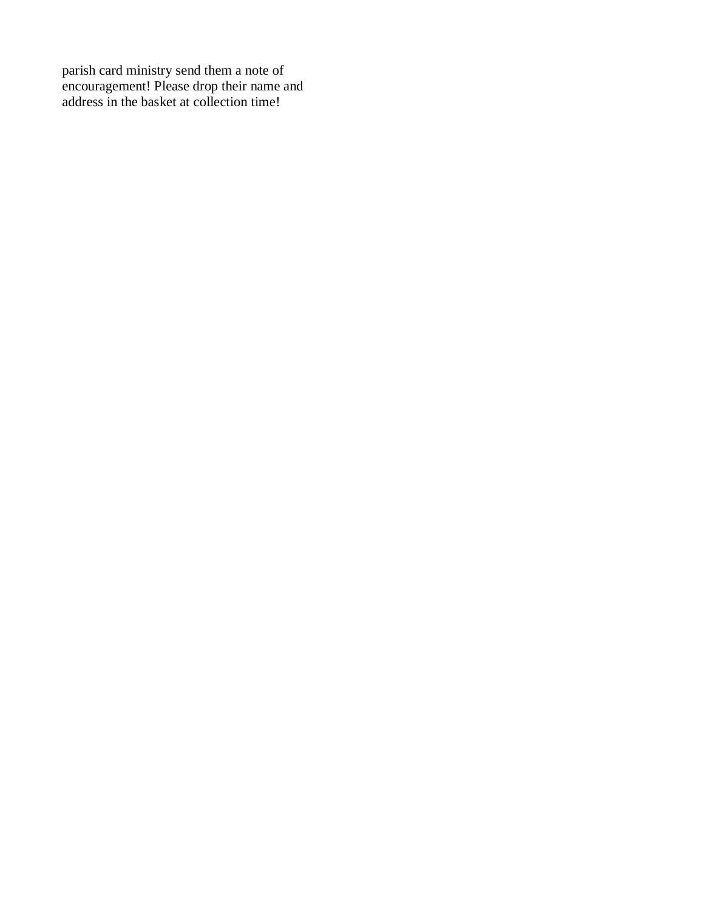parish card ministry send them a note of encouragement! Please drop their name and address in the basket at collection time!